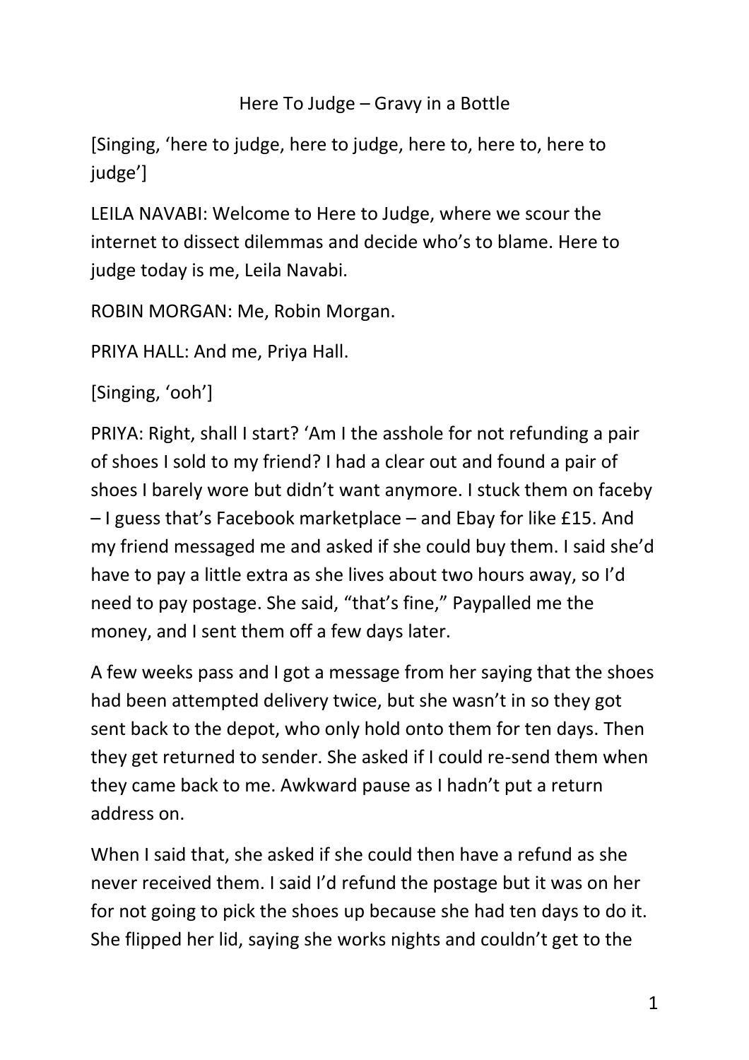Here To Judge – Gravy in a Bottle

[Singing, 'here to judge, here to judge, here to, here to, here to judge']

LEILA NAVABI: Welcome to Here to Judge, where we scour the internet to dissect dilemmas and decide who's to blame. Here to judge today is me, Leila Navabi.

ROBIN MORGAN: Me, Robin Morgan.

PRIYA HALL: And me, Priya Hall.

[Singing, 'ooh']

PRIYA: Right, shall I start? 'Am I the asshole for not refunding a pair of shoes I sold to my friend? I had a clear out and found a pair of shoes I barely wore but didn't want anymore. I stuck them on faceby – I guess that's Facebook marketplace – and Ebay for like £15. And my friend messaged me and asked if she could buy them. I said she'd have to pay a little extra as she lives about two hours away, so I'd need to pay postage. She said, "that's fine," Paypalled me the money, and I sent them off a few days later.

A few weeks pass and I got a message from her saying that the shoes had been attempted delivery twice, but she wasn't in so they got sent back to the depot, who only hold onto them for ten days. Then they get returned to sender. She asked if I could re-send them when they came back to me. Awkward pause as I hadn't put a return address on.

When I said that, she asked if she could then have a refund as she never received them. I said I'd refund the postage but it was on her for not going to pick the shoes up because she had ten days to do it. She flipped her lid, saying she works nights and couldn't get to the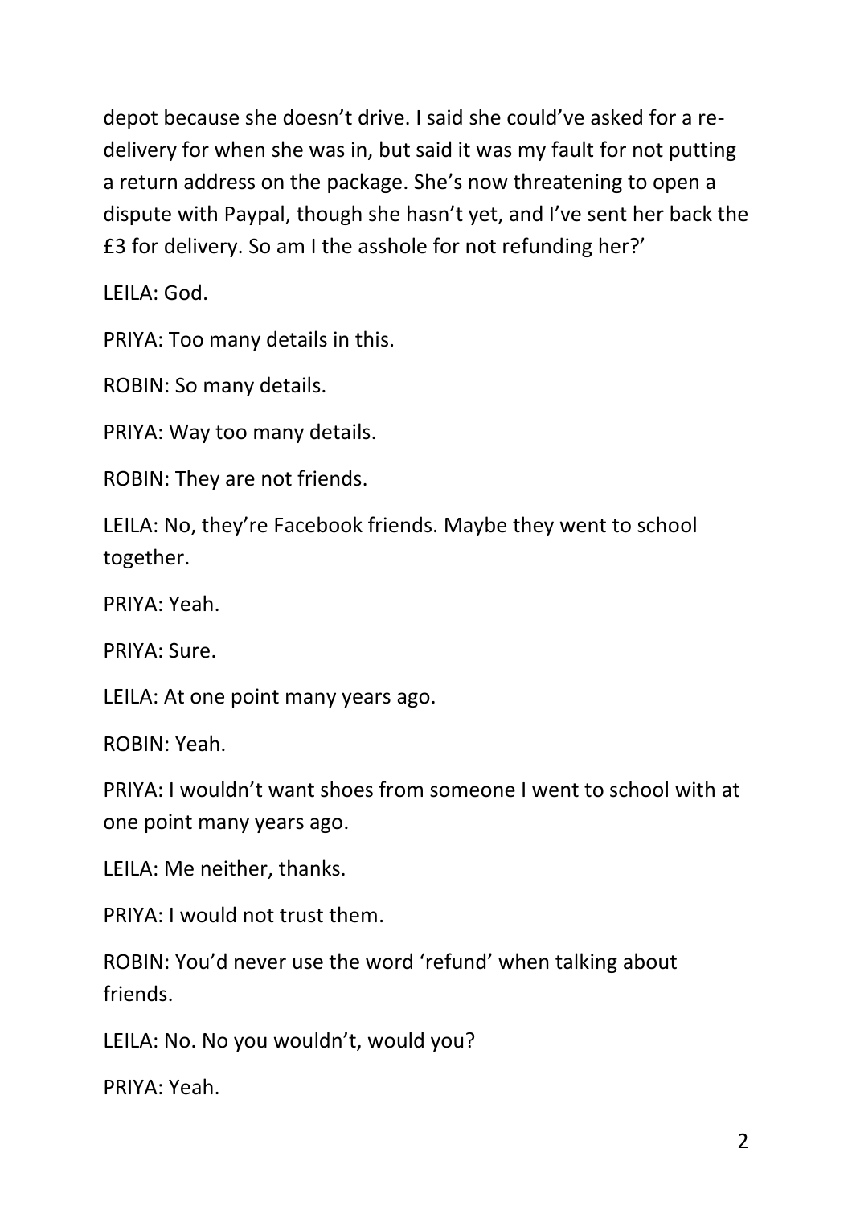depot because she doesn't drive. I said she could've asked for a re-delivery for when she was in, but said it was my fault for not putting a return address on the package. She's now threatening to open a dispute with Paypal, though she hasn't yet, and I've sent her back the £3 for delivery. So am I the asshole for not refunding her?'

LEILA: God.

PRIYA: Too many details in this.

ROBIN: So many details.

PRIYA: Way too many details.

ROBIN: They are not friends.

LEILA: No, they're Facebook friends. Maybe they went to school together.

PRIYA: Yeah.

PRIYA: Sure.

LEILA: At one point many years ago.

ROBIN: Yeah.

PRIYA: I wouldn't want shoes from someone I went to school with at one point many years ago.

LEILA: Me neither, thanks.

PRIYA: I would not trust them.

ROBIN: You'd never use the word 'refund' when talking about friends.

LEILA: No. No you wouldn't, would you?

PRIYA: Yeah.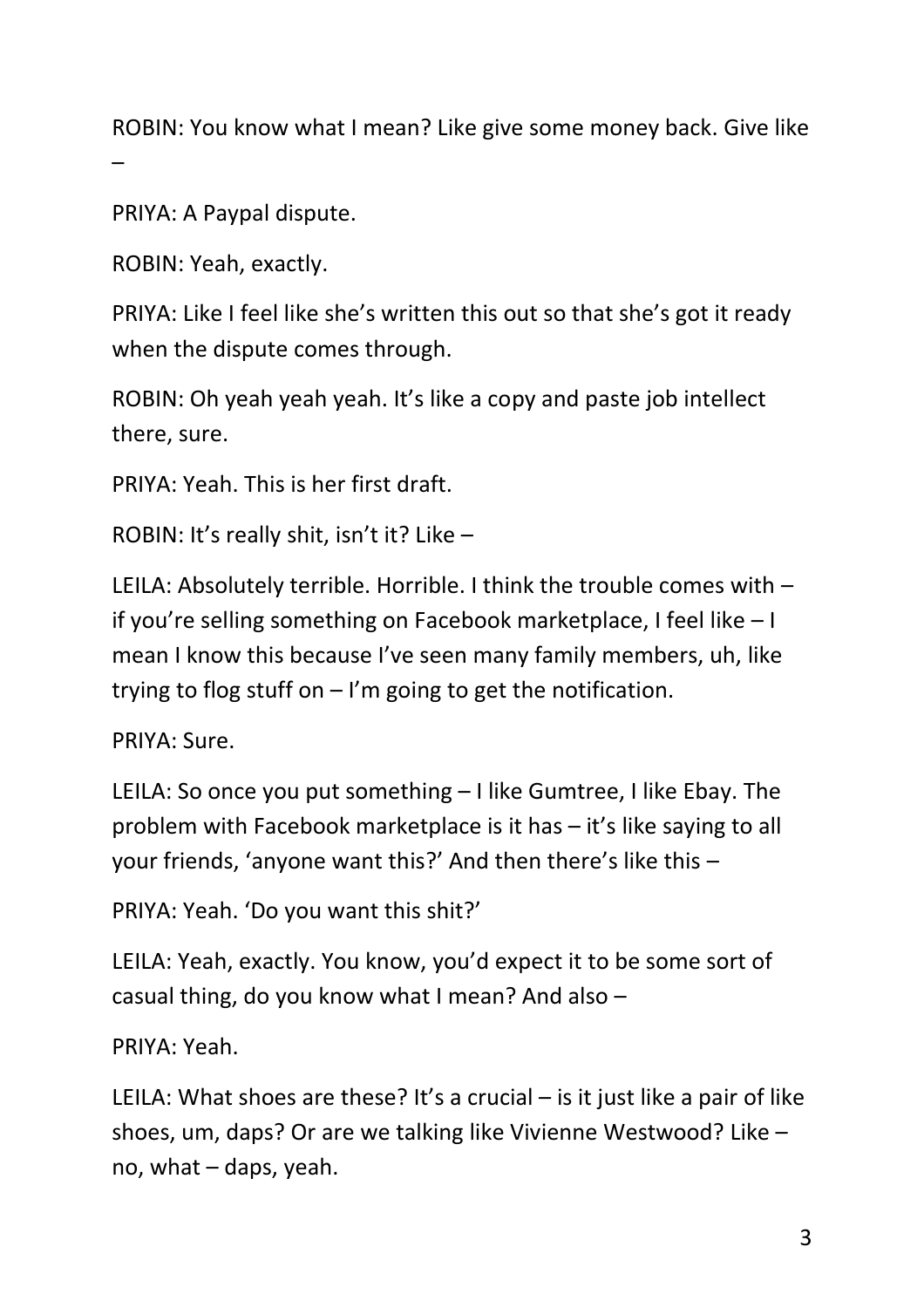ROBIN: You know what I mean? Like give some money back. Give like –

PRIYA: A Paypal dispute.

ROBIN: Yeah, exactly.

PRIYA: Like I feel like she's written this out so that she's got it ready when the dispute comes through.

ROBIN: Oh yeah yeah yeah. It's like a copy and paste job intellect there, sure.

PRIYA: Yeah. This is her first draft.

ROBIN: It's really shit, isn't it? Like –

LEILA: Absolutely terrible. Horrible. I think the trouble comes with – if you're selling something on Facebook marketplace, I feel like – I mean I know this because I've seen many family members, uh, like trying to flog stuff on – I'm going to get the notification.

PRIYA: Sure.

LEILA: So once you put something – I like Gumtree, I like Ebay. The problem with Facebook marketplace is it has – it's like saying to all your friends, 'anyone want this?' And then there's like this –

PRIYA: Yeah. 'Do you want this shit?'

LEILA: Yeah, exactly. You know, you'd expect it to be some sort of casual thing, do you know what I mean? And also –

PRIYA: Yeah.

LEILA: What shoes are these? It's a crucial – is it just like a pair of like shoes, um, daps? Or are we talking like Vivienne Westwood? Like – no, what – daps, yeah.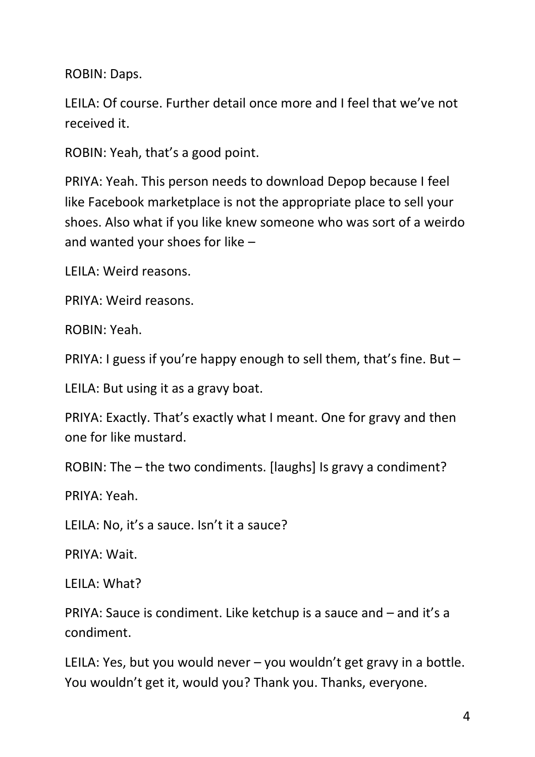ROBIN: Daps.

LEILA: Of course. Further detail once more and I feel that we've not received it.

ROBIN: Yeah, that's a good point.

PRIYA: Yeah. This person needs to download Depop because I feel like Facebook marketplace is not the appropriate place to sell your shoes. Also what if you like knew someone who was sort of a weirdo and wanted your shoes for like –

LEILA: Weird reasons.

PRIYA: Weird reasons.

ROBIN: Yeah.

PRIYA: I guess if you're happy enough to sell them, that's fine. But –

LEILA: But using it as a gravy boat.

PRIYA: Exactly. That's exactly what I meant. One for gravy and then one for like mustard.

ROBIN: The – the two condiments. [laughs] Is gravy a condiment?

PRIYA: Yeah.

LEILA: No, it's a sauce. Isn't it a sauce?

PRIYA: Wait.

LEILA: What?

PRIYA: Sauce is condiment. Like ketchup is a sauce and – and it's a condiment.

LEILA: Yes, but you would never – you wouldn't get gravy in a bottle. You wouldn't get it, would you? Thank you. Thanks, everyone.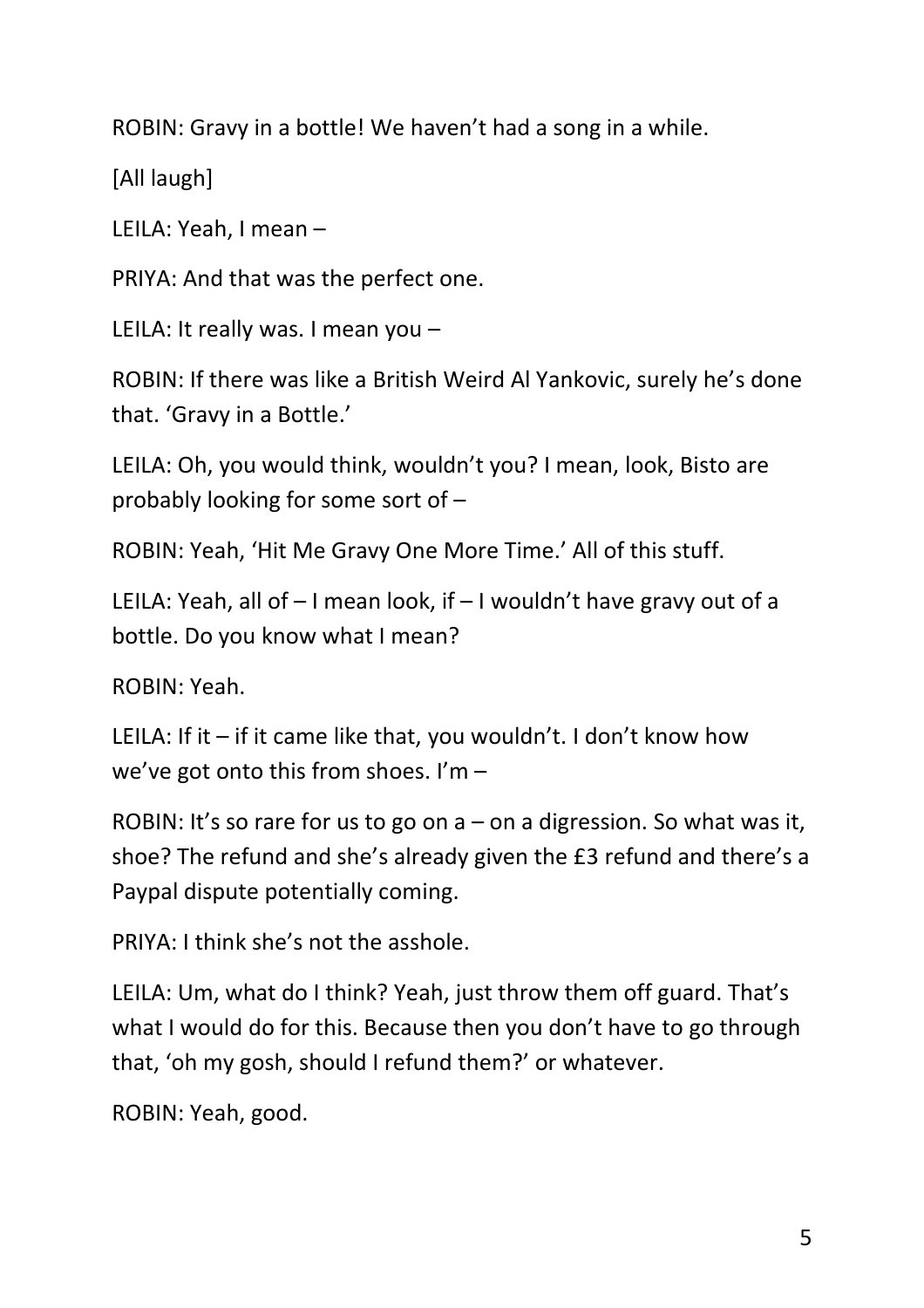ROBIN: Gravy in a bottle! We haven't had a song in a while.

[All laugh]

LEILA: Yeah, I mean –

PRIYA: And that was the perfect one.

LEILA: It really was. I mean you –

ROBIN: If there was like a British Weird Al Yankovic, surely he's done that. 'Gravy in a Bottle.'

LEILA: Oh, you would think, wouldn't you? I mean, look, Bisto are probably looking for some sort of –

ROBIN: Yeah, 'Hit Me Gravy One More Time.' All of this stuff.

LEILA: Yeah, all of – I mean look, if – I wouldn't have gravy out of a bottle. Do you know what I mean?

ROBIN: Yeah.

LEILA: If it – if it came like that, you wouldn't. I don't know how we've got onto this from shoes. I'm –

ROBIN: It's so rare for us to go on a – on a digression. So what was it, shoe? The refund and she's already given the £3 refund and there's a Paypal dispute potentially coming.

PRIYA: I think she's not the asshole.

LEILA: Um, what do I think? Yeah, just throw them off guard. That's what I would do for this. Because then you don't have to go through that, 'oh my gosh, should I refund them?' or whatever.

ROBIN: Yeah, good.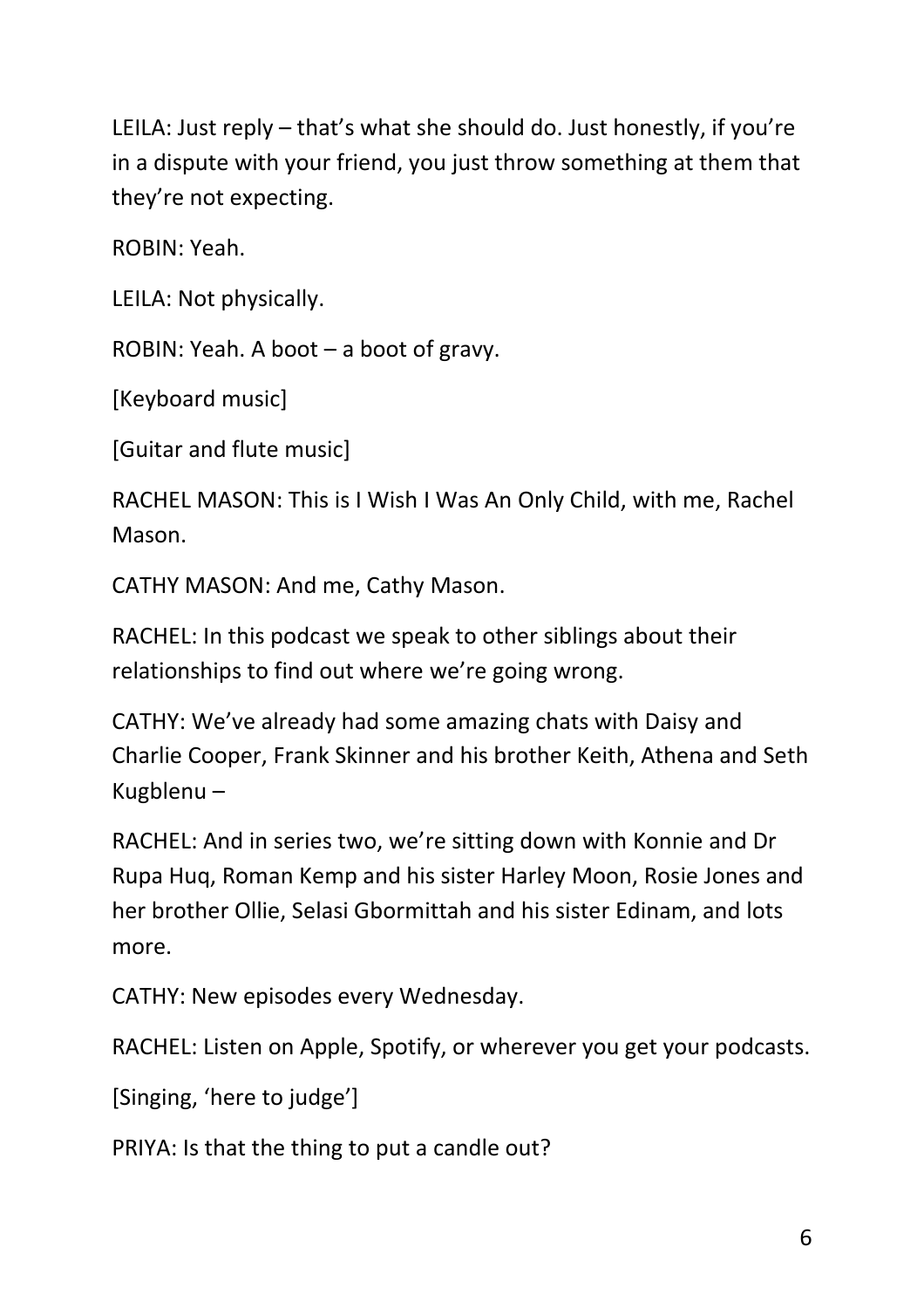LEILA: Just reply – that's what she should do. Just honestly, if you're in a dispute with your friend, you just throw something at them that they're not expecting.

ROBIN: Yeah.

LEILA: Not physically.

ROBIN: Yeah. A boot – a boot of gravy.

[Keyboard music]

[Guitar and flute music]

RACHEL MASON: This is I Wish I Was An Only Child, with me, Rachel Mason.

CATHY MASON: And me, Cathy Mason.

RACHEL: In this podcast we speak to other siblings about their relationships to find out where we're going wrong.

CATHY: We've already had some amazing chats with Daisy and Charlie Cooper, Frank Skinner and his brother Keith, Athena and Seth Kugblenu –

RACHEL: And in series two, we're sitting down with Konnie and Dr Rupa Huq, Roman Kemp and his sister Harley Moon, Rosie Jones and her brother Ollie, Selasi Gbormittah and his sister Edinam, and lots more.

CATHY: New episodes every Wednesday.

RACHEL: Listen on Apple, Spotify, or wherever you get your podcasts.

[Singing, 'here to judge']

PRIYA: Is that the thing to put a candle out?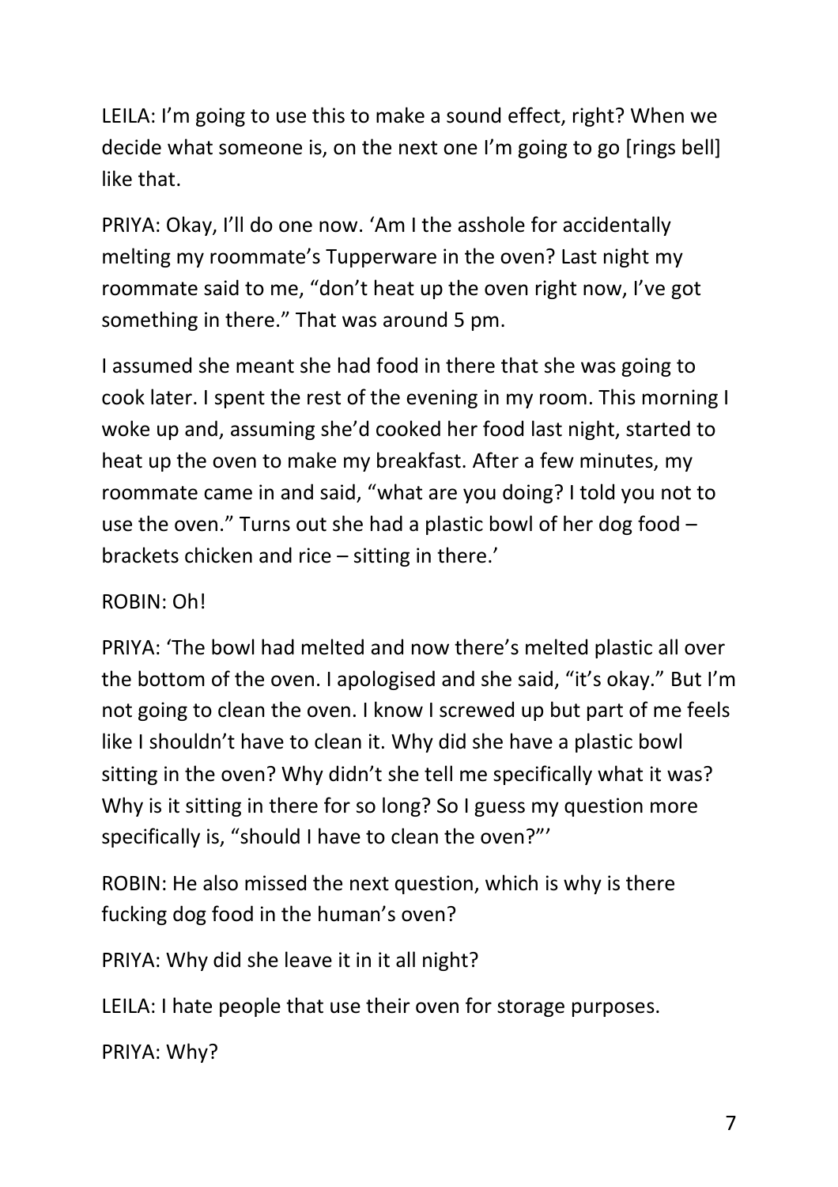LEILA: I'm going to use this to make a sound effect, right? When we decide what someone is, on the next one I'm going to go [rings bell] like that.

PRIYA: Okay, I'll do one now. 'Am I the asshole for accidentally melting my roommate's Tupperware in the oven? Last night my roommate said to me, "don't heat up the oven right now, I've got something in there." That was around 5 pm.

I assumed she meant she had food in there that she was going to cook later. I spent the rest of the evening in my room. This morning I woke up and, assuming she'd cooked her food last night, started to heat up the oven to make my breakfast. After a few minutes, my roommate came in and said, "what are you doing? I told you not to use the oven." Turns out she had a plastic bowl of her dog food – brackets chicken and rice – sitting in there.'

ROBIN: Oh!

PRIYA: 'The bowl had melted and now there's melted plastic all over the bottom of the oven. I apologised and she said, "it's okay." But I'm not going to clean the oven. I know I screwed up but part of me feels like I shouldn't have to clean it. Why did she have a plastic bowl sitting in the oven? Why didn't she tell me specifically what it was? Why is it sitting in there for so long? So I guess my question more specifically is, "should I have to clean the oven?"'

ROBIN: He also missed the next question, which is why is there fucking dog food in the human's oven?

PRIYA: Why did she leave it in it all night?

LEILA: I hate people that use their oven for storage purposes.

PRIYA: Why?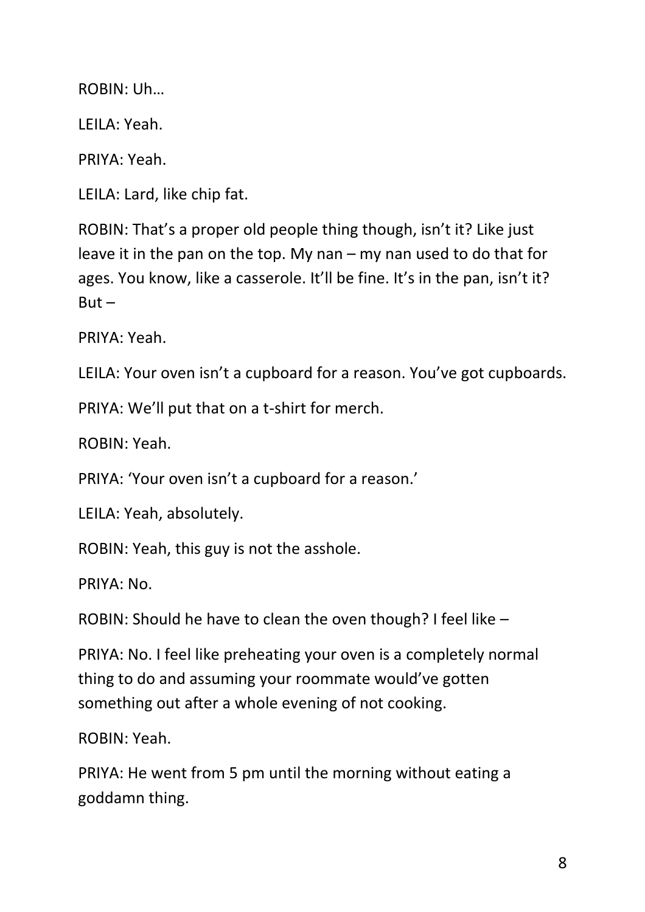ROBIN: Uh…

LEILA: Yeah.

PRIYA: Yeah.

LEILA: Lard, like chip fat.

ROBIN: That's a proper old people thing though, isn't it? Like just leave it in the pan on the top. My nan – my nan used to do that for ages. You know, like a casserole. It'll be fine. It's in the pan, isn't it? But –

PRIYA: Yeah.

LEILA: Your oven isn't a cupboard for a reason. You've got cupboards.

PRIYA: We'll put that on a t-shirt for merch.

ROBIN: Yeah.

PRIYA: 'Your oven isn't a cupboard for a reason.'

LEILA: Yeah, absolutely.

ROBIN: Yeah, this guy is not the asshole.

PRIYA: No.

ROBIN: Should he have to clean the oven though? I feel like –

PRIYA: No. I feel like preheating your oven is a completely normal thing to do and assuming your roommate would've gotten something out after a whole evening of not cooking.

ROBIN: Yeah.

PRIYA: He went from 5 pm until the morning without eating a goddamn thing.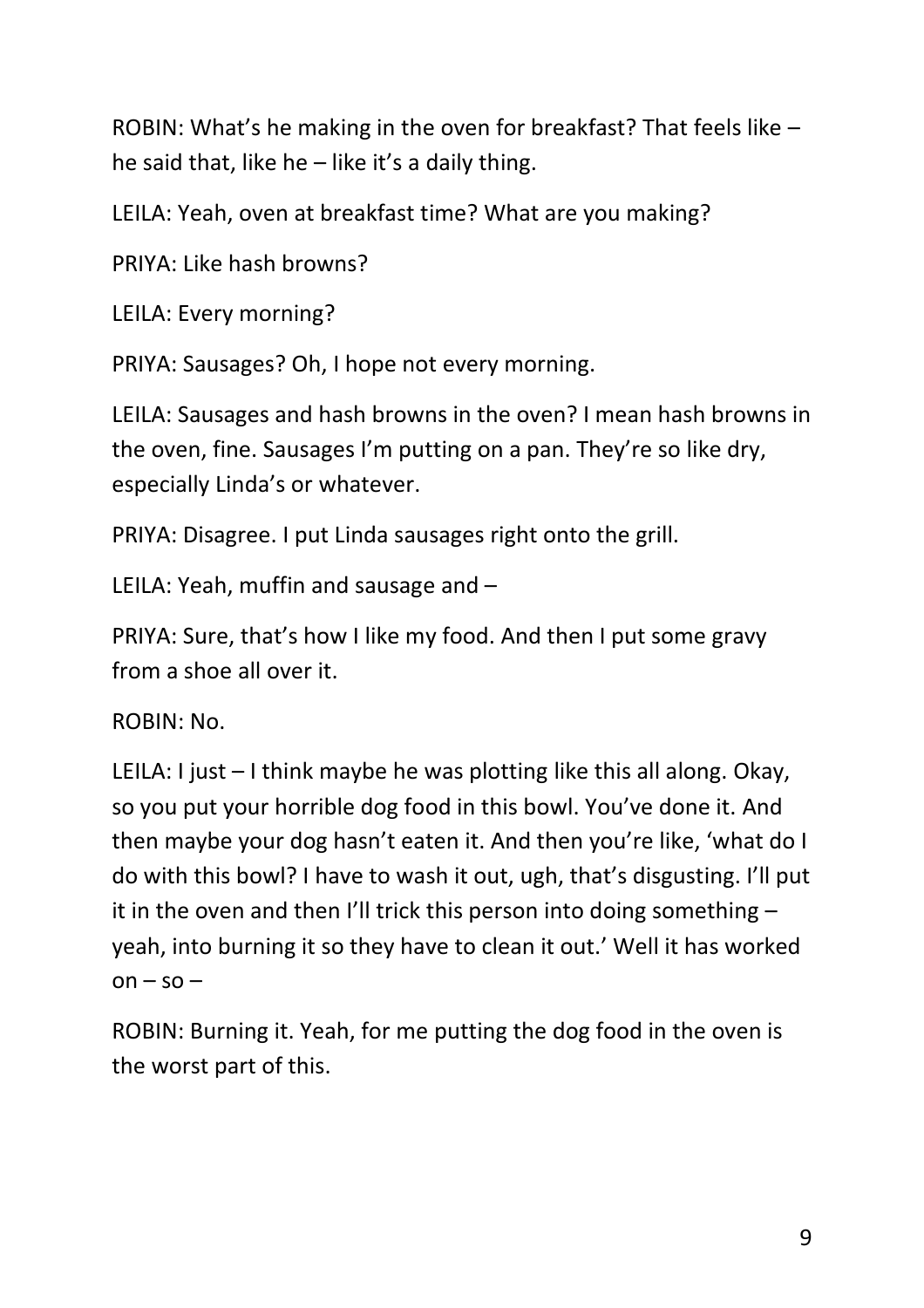ROBIN: What's he making in the oven for breakfast? That feels like – he said that, like he – like it's a daily thing.

LEILA: Yeah, oven at breakfast time? What are you making?

PRIYA: Like hash browns?

LEILA: Every morning?

PRIYA: Sausages? Oh, I hope not every morning.

LEILA: Sausages and hash browns in the oven? I mean hash browns in the oven, fine. Sausages I'm putting on a pan. They're so like dry, especially Linda's or whatever.

PRIYA: Disagree. I put Linda sausages right onto the grill.

LEILA: Yeah, muffin and sausage and –

PRIYA: Sure, that's how I like my food. And then I put some gravy from a shoe all over it.

ROBIN: No.

LEILA: I just – I think maybe he was plotting like this all along. Okay, so you put your horrible dog food in this bowl. You've done it. And then maybe your dog hasn't eaten it. And then you're like, 'what do I do with this bowl? I have to wash it out, ugh, that's disgusting. I'll put it in the oven and then I'll trick this person into doing something – yeah, into burning it so they have to clean it out.' Well it has worked on – so –

ROBIN: Burning it. Yeah, for me putting the dog food in the oven is the worst part of this.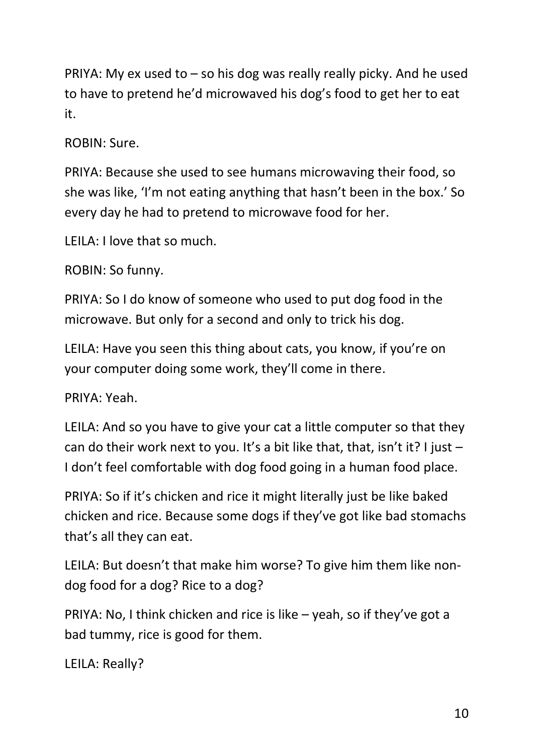PRIYA: My ex used to – so his dog was really really picky. And he used to have to pretend he'd microwaved his dog's food to get her to eat it.

ROBIN: Sure.

PRIYA: Because she used to see humans microwaving their food, so she was like, 'I'm not eating anything that hasn't been in the box.' So every day he had to pretend to microwave food for her.

LEILA: I love that so much.

ROBIN: So funny.

PRIYA: So I do know of someone who used to put dog food in the microwave. But only for a second and only to trick his dog.

LEILA: Have you seen this thing about cats, you know, if you're on your computer doing some work, they'll come in there.

PRIYA: Yeah.

LEILA: And so you have to give your cat a little computer so that they can do their work next to you. It's a bit like that, that, isn't it? I just – I don't feel comfortable with dog food going in a human food place.

PRIYA: So if it's chicken and rice it might literally just be like baked chicken and rice. Because some dogs if they've got like bad stomachs that's all they can eat.

LEILA: But doesn't that make him worse? To give him them like non-dog food for a dog? Rice to a dog?

PRIYA: No, I think chicken and rice is like – yeah, so if they've got a bad tummy, rice is good for them.

LEILA: Really?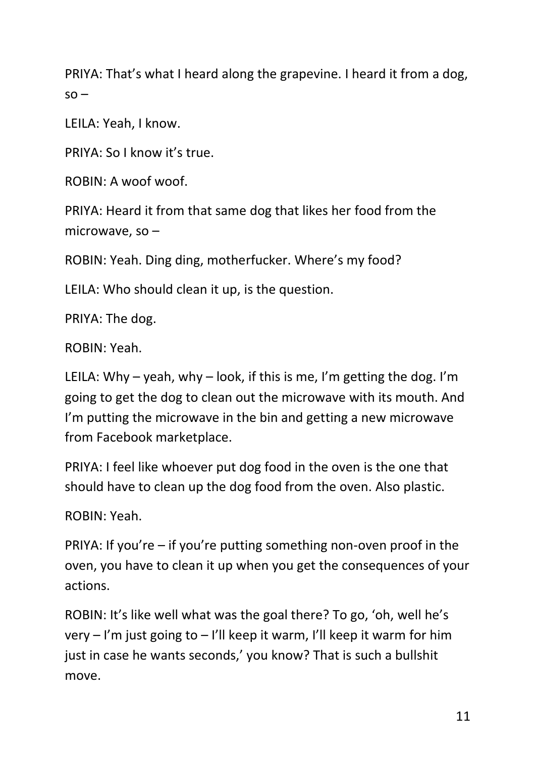PRIYA: That's what I heard along the grapevine. I heard it from a dog, so –

LEILA: Yeah, I know.

PRIYA: So I know it's true.

ROBIN: A woof woof.

PRIYA: Heard it from that same dog that likes her food from the microwave, so –

ROBIN: Yeah. Ding ding, motherfucker. Where's my food?

LEILA: Who should clean it up, is the question.

PRIYA: The dog.

ROBIN: Yeah.

LEILA: Why – yeah, why – look, if this is me, I'm getting the dog. I'm going to get the dog to clean out the microwave with its mouth. And I'm putting the microwave in the bin and getting a new microwave from Facebook marketplace.

PRIYA: I feel like whoever put dog food in the oven is the one that should have to clean up the dog food from the oven. Also plastic.

ROBIN: Yeah.

PRIYA: If you're – if you're putting something non-oven proof in the oven, you have to clean it up when you get the consequences of your actions.

ROBIN: It's like well what was the goal there? To go, 'oh, well he's very – I'm just going to – I'll keep it warm, I'll keep it warm for him just in case he wants seconds,' you know? That is such a bullshit move.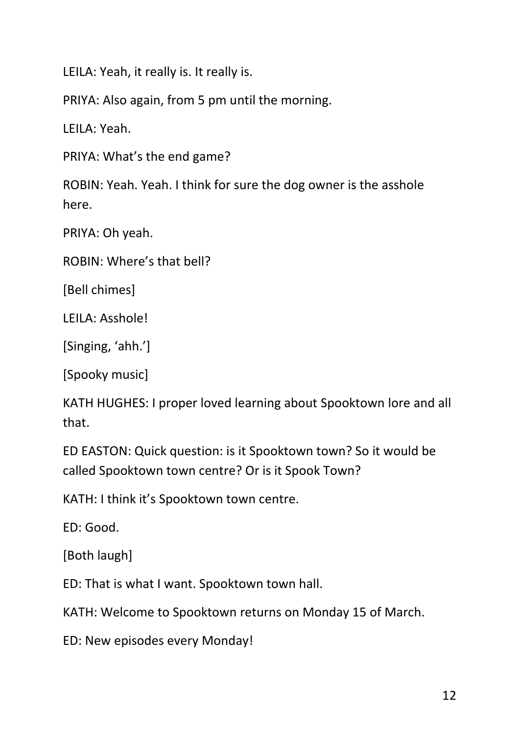LEILA: Yeah, it really is. It really is.

PRIYA: Also again, from 5 pm until the morning.

LEILA: Yeah.

PRIYA: What's the end game?

ROBIN: Yeah. Yeah. I think for sure the dog owner is the asshole here.

PRIYA: Oh yeah.

ROBIN: Where's that bell?

[Bell chimes]

LEILA: Asshole!

[Singing, 'ahh.']

[Spooky music]

KATH HUGHES: I proper loved learning about Spooktown lore and all that.

ED EASTON: Quick question: is it Spooktown town? So it would be called Spooktown town centre? Or is it Spook Town?

KATH: I think it's Spooktown town centre.

ED: Good.

[Both laugh]

ED: That is what I want. Spooktown town hall.

KATH: Welcome to Spooktown returns on Monday 15 of March.

ED: New episodes every Monday!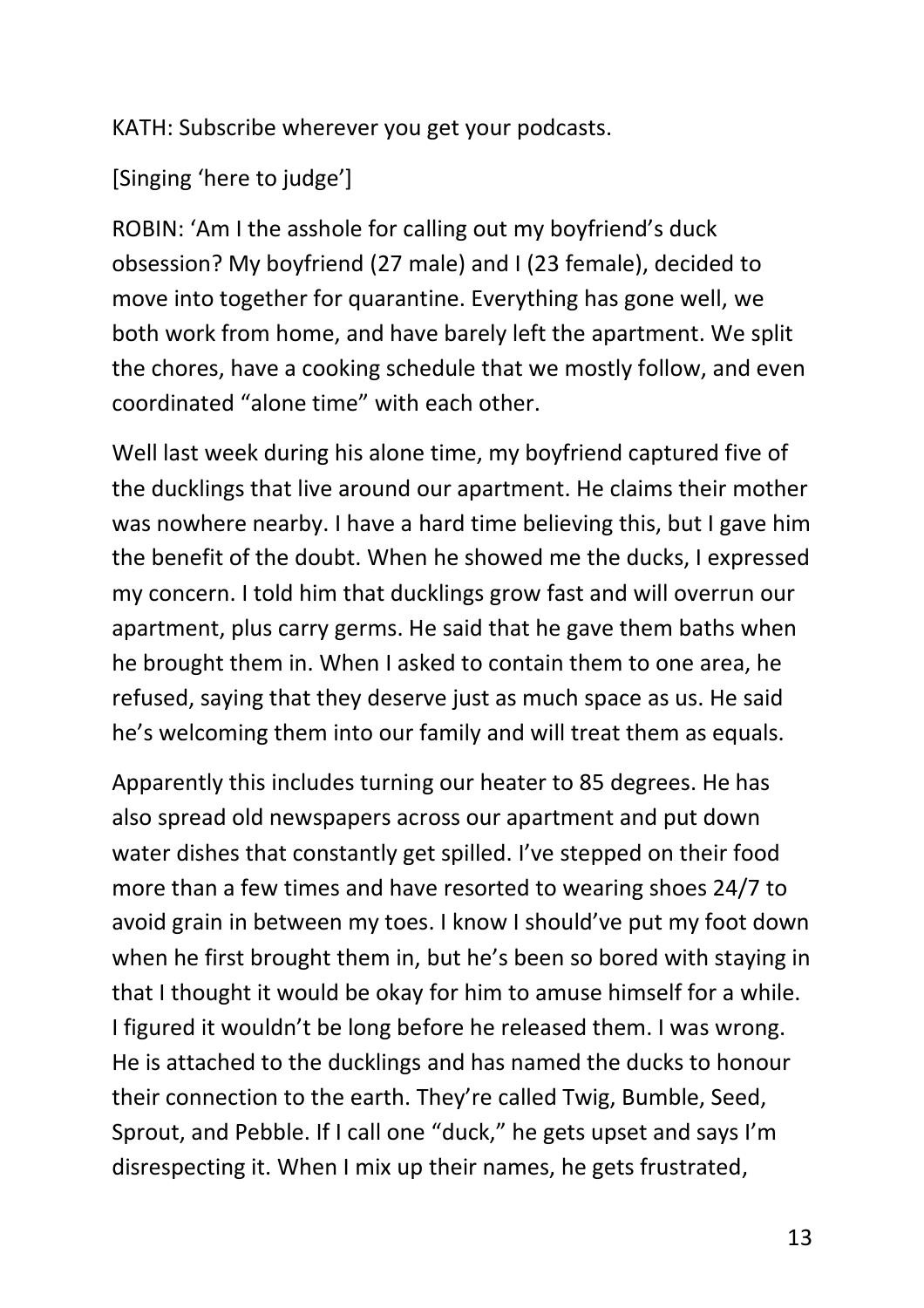KATH: Subscribe wherever you get your podcasts.

[Singing 'here to judge']

ROBIN: 'Am I the asshole for calling out my boyfriend's duck obsession? My boyfriend (27 male) and I (23 female), decided to move into together for quarantine. Everything has gone well, we both work from home, and have barely left the apartment. We split the chores, have a cooking schedule that we mostly follow, and even coordinated "alone time" with each other.

Well last week during his alone time, my boyfriend captured five of the ducklings that live around our apartment. He claims their mother was nowhere nearby. I have a hard time believing this, but I gave him the benefit of the doubt. When he showed me the ducks, I expressed my concern. I told him that ducklings grow fast and will overrun our apartment, plus carry germs. He said that he gave them baths when he brought them in. When I asked to contain them to one area, he refused, saying that they deserve just as much space as us. He said he's welcoming them into our family and will treat them as equals.

Apparently this includes turning our heater to 85 degrees. He has also spread old newspapers across our apartment and put down water dishes that constantly get spilled. I've stepped on their food more than a few times and have resorted to wearing shoes 24/7 to avoid grain in between my toes. I know I should've put my foot down when he first brought them in, but he's been so bored with staying in that I thought it would be okay for him to amuse himself for a while. I figured it wouldn't be long before he released them. I was wrong. He is attached to the ducklings and has named the ducks to honour their connection to the earth. They're called Twig, Bumble, Seed, Sprout, and Pebble. If I call one "duck," he gets upset and says I'm disrespecting it. When I mix up their names, he gets frustrated,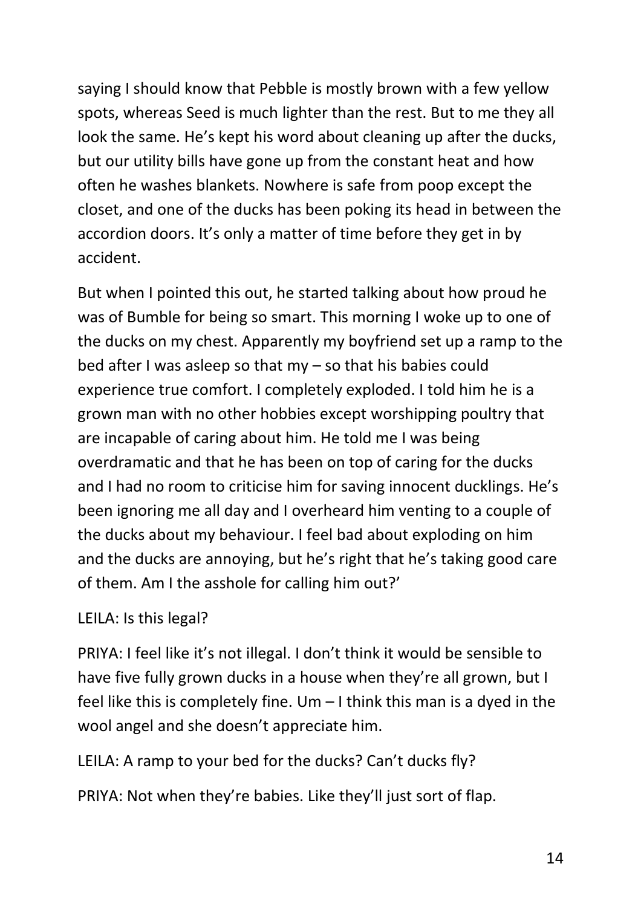saying I should know that Pebble is mostly brown with a few yellow spots, whereas Seed is much lighter than the rest. But to me they all look the same. He's kept his word about cleaning up after the ducks, but our utility bills have gone up from the constant heat and how often he washes blankets. Nowhere is safe from poop except the closet, and one of the ducks has been poking its head in between the accordion doors. It's only a matter of time before they get in by accident.

But when I pointed this out, he started talking about how proud he was of Bumble for being so smart. This morning I woke up to one of the ducks on my chest. Apparently my boyfriend set up a ramp to the bed after I was asleep so that my – so that his babies could experience true comfort. I completely exploded. I told him he is a grown man with no other hobbies except worshipping poultry that are incapable of caring about him. He told me I was being overdramatic and that he has been on top of caring for the ducks and I had no room to criticise him for saving innocent ducklings. He's been ignoring me all day and I overheard him venting to a couple of the ducks about my behaviour. I feel bad about exploding on him and the ducks are annoying, but he's right that he's taking good care of them. Am I the asshole for calling him out?'

LEILA: Is this legal?

PRIYA: I feel like it's not illegal. I don't think it would be sensible to have five fully grown ducks in a house when they're all grown, but I feel like this is completely fine. Um – I think this man is a dyed in the wool angel and she doesn't appreciate him.

LEILA: A ramp to your bed for the ducks? Can't ducks fly?

PRIYA: Not when they're babies. Like they'll just sort of flap.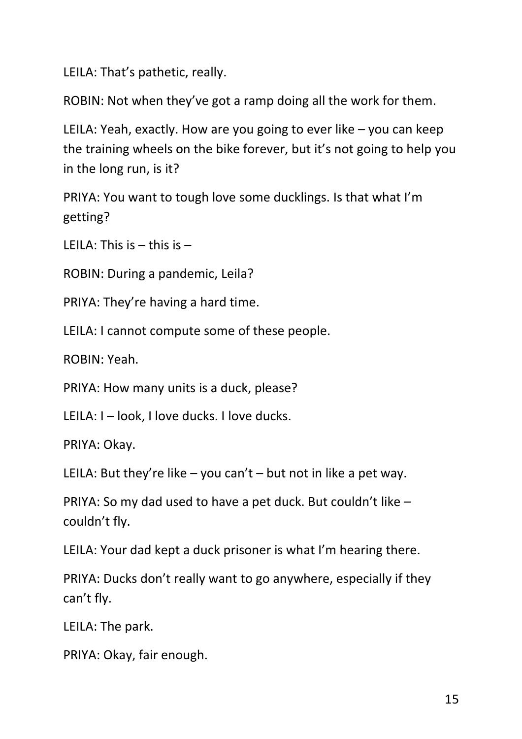LEILA: That's pathetic, really.

ROBIN: Not when they've got a ramp doing all the work for them.

LEILA: Yeah, exactly. How are you going to ever like – you can keep the training wheels on the bike forever, but it's not going to help you in the long run, is it?

PRIYA: You want to tough love some ducklings. Is that what I'm getting?

LEILA: This is – this is –

ROBIN: During a pandemic, Leila?

PRIYA: They're having a hard time.

LEILA: I cannot compute some of these people.

ROBIN: Yeah.

PRIYA: How many units is a duck, please?

LEILA: I – look, I love ducks. I love ducks.

PRIYA: Okay.

LEILA: But they're like – you can't – but not in like a pet way.

PRIYA: So my dad used to have a pet duck. But couldn't like – couldn't fly.

LEILA: Your dad kept a duck prisoner is what I'm hearing there.

PRIYA: Ducks don't really want to go anywhere, especially if they can't fly.

LEILA: The park.

PRIYA: Okay, fair enough.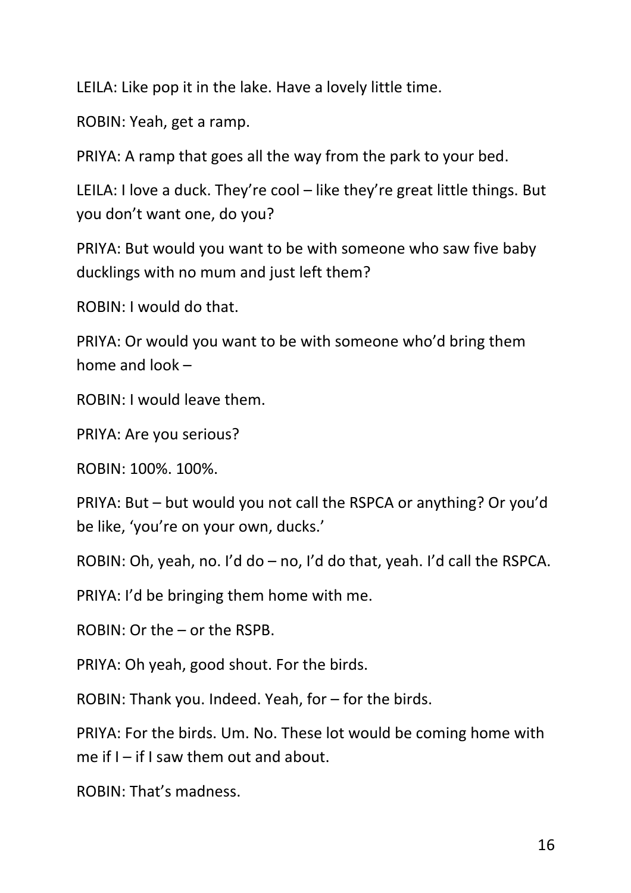LEILA: Like pop it in the lake. Have a lovely little time.

ROBIN: Yeah, get a ramp.

PRIYA: A ramp that goes all the way from the park to your bed.

LEILA: I love a duck. They're cool – like they're great little things. But you don't want one, do you?

PRIYA: But would you want to be with someone who saw five baby ducklings with no mum and just left them?

ROBIN: I would do that.

PRIYA: Or would you want to be with someone who'd bring them home and look –

ROBIN: I would leave them.

PRIYA: Are you serious?

ROBIN: 100%. 100%.

PRIYA: But – but would you not call the RSPCA or anything? Or you'd be like, 'you're on your own, ducks.'

ROBIN: Oh, yeah, no. I'd do – no, I'd do that, yeah. I'd call the RSPCA.

PRIYA: I'd be bringing them home with me.

ROBIN: Or the – or the RSPB.

PRIYA: Oh yeah, good shout. For the birds.

ROBIN: Thank you. Indeed. Yeah, for – for the birds.

PRIYA: For the birds. Um. No. These lot would be coming home with me if I – if I saw them out and about.

ROBIN: That's madness.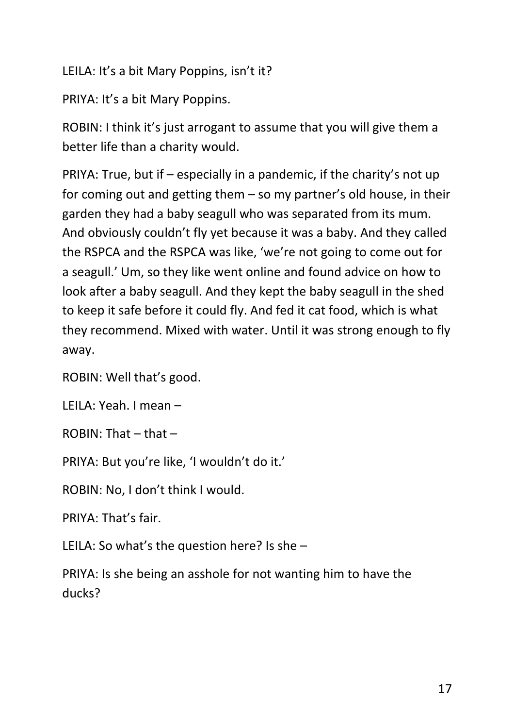LEILA: It's a bit Mary Poppins, isn't it?

PRIYA: It's a bit Mary Poppins.

ROBIN: I think it's just arrogant to assume that you will give them a better life than a charity would.

PRIYA: True, but if – especially in a pandemic, if the charity's not up for coming out and getting them – so my partner's old house, in their garden they had a baby seagull who was separated from its mum. And obviously couldn't fly yet because it was a baby. And they called the RSPCA and the RSPCA was like, 'we're not going to come out for a seagull.' Um, so they like went online and found advice on how to look after a baby seagull. And they kept the baby seagull in the shed to keep it safe before it could fly. And fed it cat food, which is what they recommend. Mixed with water. Until it was strong enough to fly away.

ROBIN: Well that's good.

LEILA: Yeah. I mean –

ROBIN: That – that –

PRIYA: But you're like, 'I wouldn't do it.'

ROBIN: No, I don't think I would.

PRIYA: That's fair.

LEILA: So what's the question here? Is she –

PRIYA: Is she being an asshole for not wanting him to have the ducks?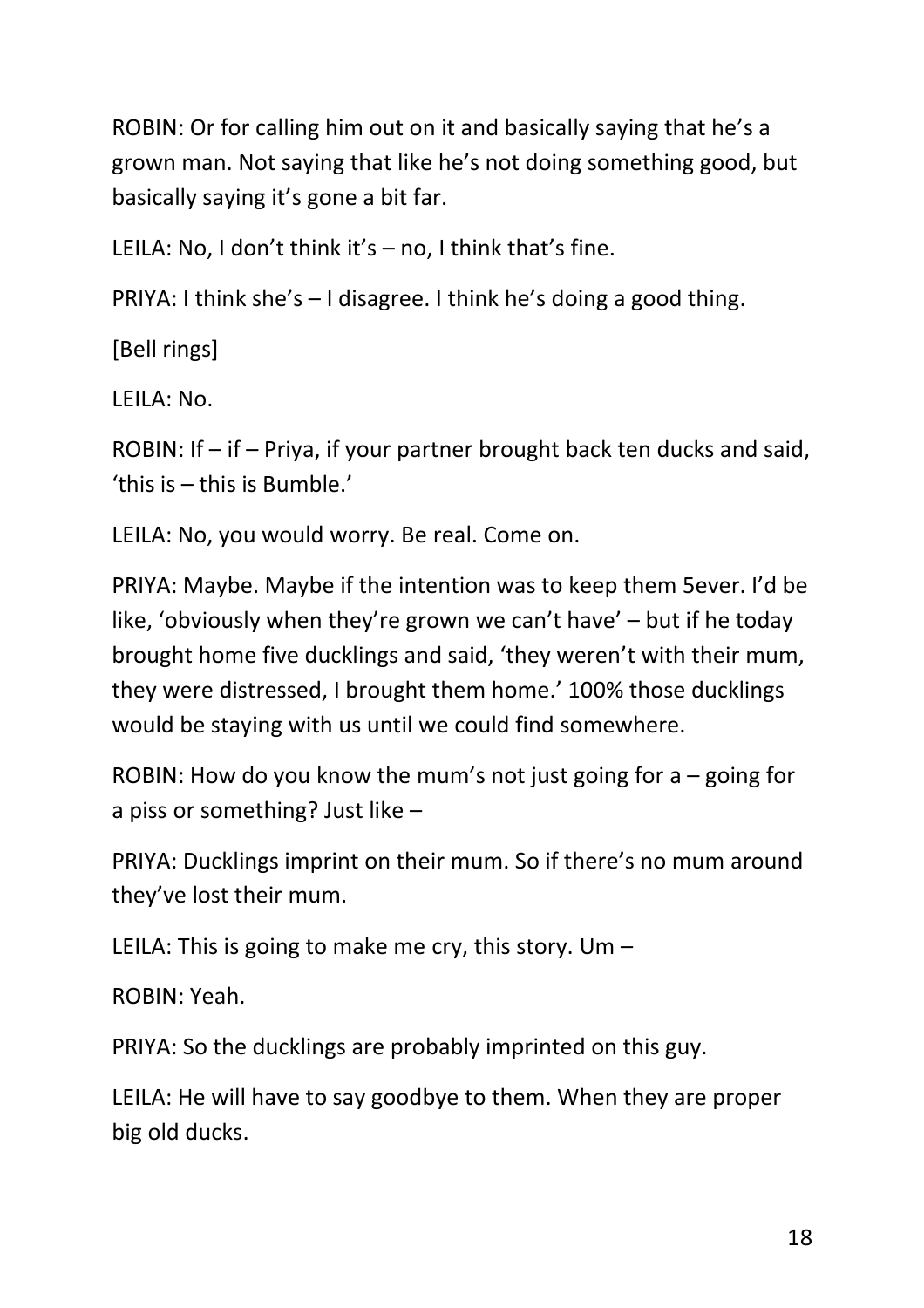ROBIN: Or for calling him out on it and basically saying that he's a grown man. Not saying that like he's not doing something good, but basically saying it's gone a bit far.

LEILA: No, I don't think it's – no, I think that's fine.

PRIYA: I think she's – I disagree. I think he's doing a good thing.

[Bell rings]

LEILA: No.

ROBIN: If – if – Priya, if your partner brought back ten ducks and said, 'this is – this is Bumble.'

LEILA: No, you would worry. Be real. Come on.

PRIYA: Maybe. Maybe if the intention was to keep them 5ever. I'd be like, 'obviously when they're grown we can't have' – but if he today brought home five ducklings and said, 'they weren't with their mum, they were distressed, I brought them home.' 100% those ducklings would be staying with us until we could find somewhere.

ROBIN: How do you know the mum's not just going for a – going for a piss or something? Just like –

PRIYA: Ducklings imprint on their mum. So if there's no mum around they've lost their mum.

LEILA: This is going to make me cry, this story. Um –

ROBIN: Yeah.

PRIYA: So the ducklings are probably imprinted on this guy.

LEILA: He will have to say goodbye to them. When they are proper big old ducks.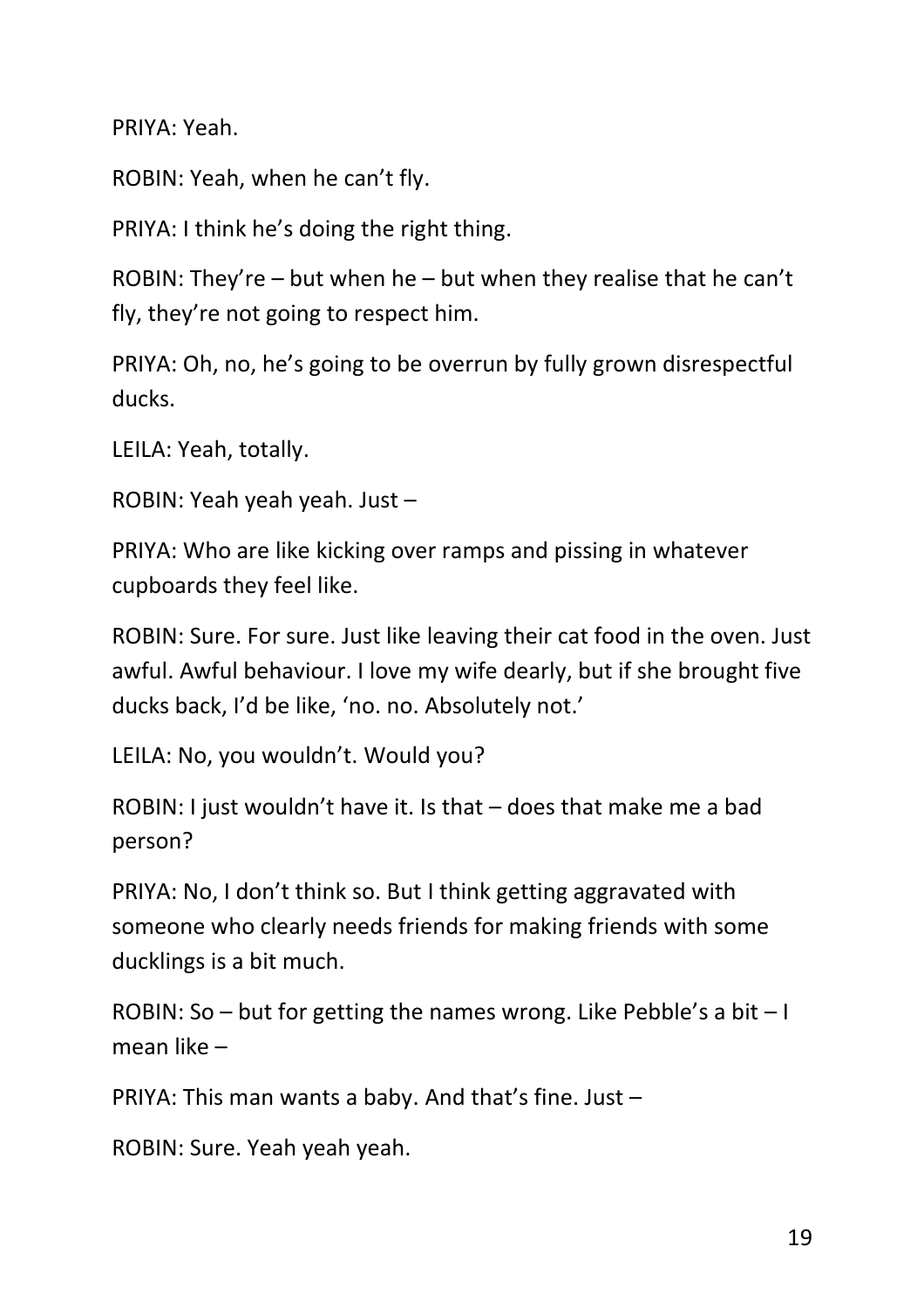PRIYA: Yeah.

ROBIN: Yeah, when he can't fly.

PRIYA: I think he's doing the right thing.

ROBIN: They're – but when he – but when they realise that he can't fly, they're not going to respect him.

PRIYA: Oh, no, he's going to be overrun by fully grown disrespectful ducks.

LEILA: Yeah, totally.

ROBIN: Yeah yeah yeah. Just –

PRIYA: Who are like kicking over ramps and pissing in whatever cupboards they feel like.

ROBIN: Sure. For sure. Just like leaving their cat food in the oven. Just awful. Awful behaviour. I love my wife dearly, but if she brought five ducks back, I'd be like, 'no. no. Absolutely not.'

LEILA: No, you wouldn't. Would you?

ROBIN: I just wouldn't have it. Is that – does that make me a bad person?

PRIYA: No, I don't think so. But I think getting aggravated with someone who clearly needs friends for making friends with some ducklings is a bit much.

ROBIN: So – but for getting the names wrong. Like Pebble's a bit – I mean like –

PRIYA: This man wants a baby. And that's fine. Just –

ROBIN: Sure. Yeah yeah yeah.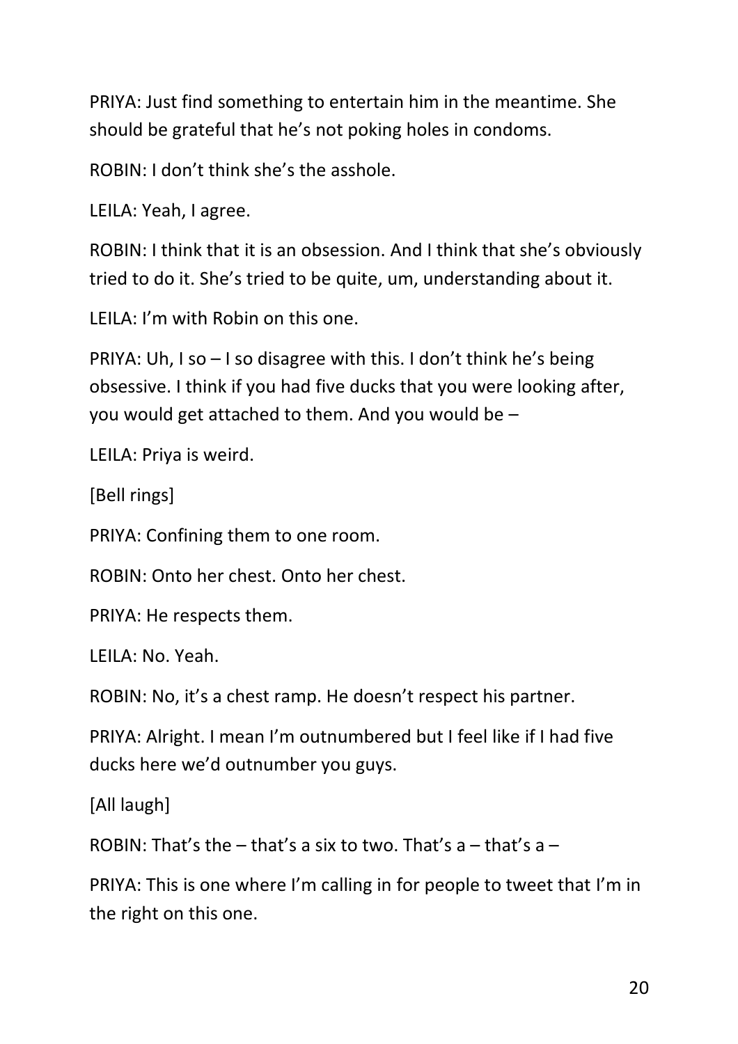PRIYA: Just find something to entertain him in the meantime. She should be grateful that he's not poking holes in condoms.

ROBIN: I don't think she's the asshole.

LEILA: Yeah, I agree.

ROBIN: I think that it is an obsession. And I think that she's obviously tried to do it. She's tried to be quite, um, understanding about it.

LEILA: I'm with Robin on this one.

PRIYA: Uh, I so – I so disagree with this. I don't think he's being obsessive. I think if you had five ducks that you were looking after, you would get attached to them. And you would be –

LEILA: Priya is weird.

[Bell rings]

PRIYA: Confining them to one room.

ROBIN: Onto her chest. Onto her chest.

PRIYA: He respects them.

LEILA: No. Yeah.

ROBIN: No, it's a chest ramp. He doesn't respect his partner.

PRIYA: Alright. I mean I'm outnumbered but I feel like if I had five ducks here we'd outnumber you guys.

[All laugh]

ROBIN: That's the – that's a six to two. That's a – that's a –

PRIYA: This is one where I'm calling in for people to tweet that I'm in the right on this one.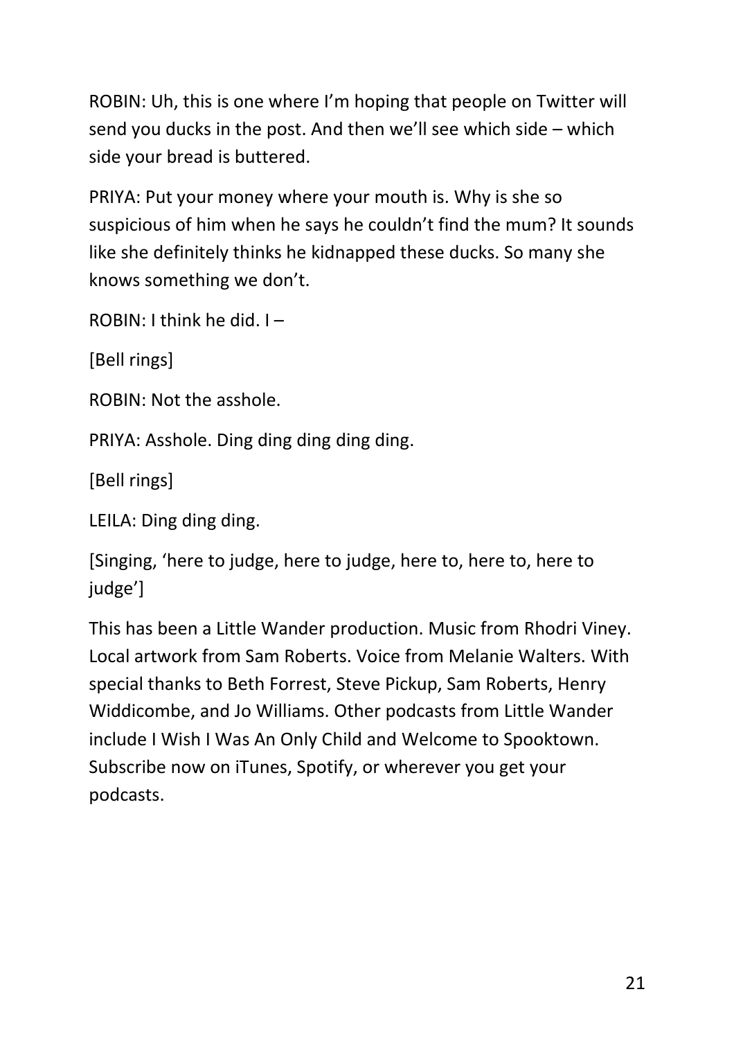ROBIN: Uh, this is one where I'm hoping that people on Twitter will send you ducks in the post. And then we'll see which side – which side your bread is buttered.

PRIYA: Put your money where your mouth is. Why is she so suspicious of him when he says he couldn't find the mum? It sounds like she definitely thinks he kidnapped these ducks. So many she knows something we don't.

ROBIN: I think he did. I –

[Bell rings]

ROBIN: Not the asshole.

PRIYA: Asshole. Ding ding ding ding ding.

[Bell rings]

LEILA: Ding ding ding.

[Singing, 'here to judge, here to judge, here to, here to, here to judge']

This has been a Little Wander production. Music from Rhodri Viney. Local artwork from Sam Roberts. Voice from Melanie Walters. With special thanks to Beth Forrest, Steve Pickup, Sam Roberts, Henry Widdicombe, and Jo Williams. Other podcasts from Little Wander include I Wish I Was An Only Child and Welcome to Spooktown. Subscribe now on iTunes, Spotify, or wherever you get your podcasts.